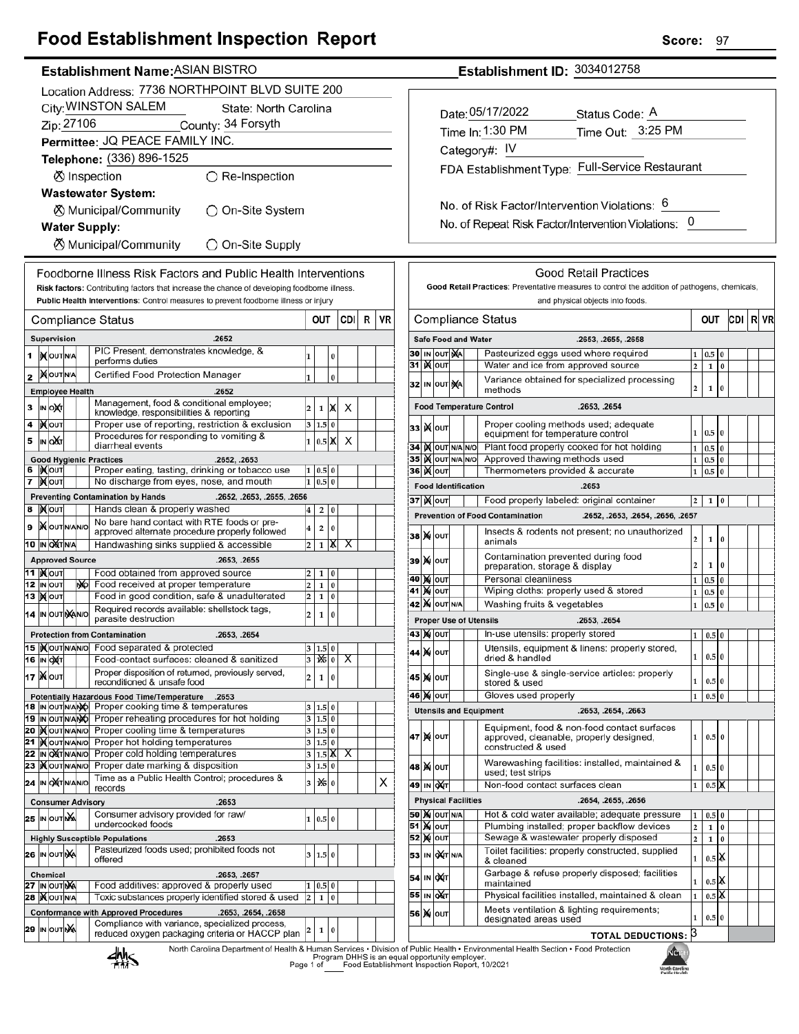# Food Establishment Inspection Report

**Score:** 97

**Establishment Name:** ASIAN BISTRO

**Establishment ID:** 3034012758

Location Address: 7736 NORTHPOINT BLVD SUITE 200

City: WINSTON SALEM State: North Carolina

Zip: 27106 County: 34 Forsyth

Permittee: JQ PEACE FAMILY INC.

Telephone: (336) 896-1525

⊗ Inspection ○ Re-Inspection

**Wastewater System:**

⊗ Municipal/Community ○ On-Site System

**Water Supply:**

⊗ Municipal/Community ○ On-Site Supply

Date: 05/17/2022 Status Code: A

Time In: 1:30 PM Time Out: 3:25 PM

Category#: IV

FDA Establishment Type: Full-Service Restaurant

No. of Risk Factor/Intervention Violations: 6

No. of Repeat Risk Factor/Intervention Violations: 0

## Foodborne Illness Risk Factors and Public Health Interventions

**Risk factors:** Contributing factors that increase the chance of developing foodborne illness.
**Public Health Interventions:** Control measures to prevent foodborne illness or injury

| # | Compliance Status | | OUT | | CDI | R | VR |
|---|---|---|---|---|---|---|---|
| | **Supervision** .2652 | | | | | | |
| 1 | IN (X) OUT N/A | PIC Present, demonstrates knowledge, & performs duties | 1 | | 0 | | | |
| 2 | IN (X) OUT N/A | Certified Food Protection Manager | 1 | | 0 | | | |
| | **Employee Health** .2652 | | | | | | |
| 3 | IN OUT (X) | Management, food & conditional employee; knowledge, responsibilities & reporting | 2 | 1 | X | X | | |
| 4 | IN (X) OUT | Proper use of reporting, restriction & exclusion | 3 | 1.5 | 0 | | | |
| 5 | IN OUT (X) | Procedures for responding to vomiting & diarrheal events | 1 | 0.5 | X | X | | |
| | **Good Hygienic Practices** .2652, .2653 | | | | | | |
| 6 | IN (X) OUT | Proper eating, tasting, drinking or tobacco use | 1 | 0.5 | 0 | | | |
| 7 | IN (X) OUT | No discharge from eyes, nose, and mouth | 1 | 0.5 | 0 | | | |
| | **Preventing Contamination by Hands** .2652, .2653, .2655, .2656 | | | | | | |
| 8 | IN (X) OUT | Hands clean & properly washed | 4 | 2 | 0 | | | |
| 9 | IN (X) OUT N/A N/O | No bare hand contact with RTE foods or pre-approved alternate procedure properly followed | 4 | 2 | 0 | | | |
| 10 | IN OUT (X) N/A | Handwashing sinks supplied & accessible | 2 | 1 | X | X | | |
| | **Approved Source** .2653, .2655 | | | | | | |
| 11 | IN (X) OUT | Food obtained from approved source | 2 | 1 | 0 | | | |
| 12 | IN OUT N/O (X) | Food received at proper temperature | 2 | 1 | 0 | | | |
| 13 | IN (X) OUT | Food in good condition, safe & unadulterated | 2 | 1 | 0 | | | |
| 14 | IN OUT N/A (X) N/O | Required records available: shellstock tags, parasite destruction | 2 | 1 | 0 | | | |
| | **Protection from Contamination** .2653, .2654 | | | | | | |
| 15 | IN (X) OUT N/A N/O | Food separated & protected | 3 | 1.5 | 0 | | | |
| 16 | IN OUT (X) | Food-contact surfaces: cleaned & sanitized | 3 | 1.5 (X) | 0 | X | | |
| 17 | IN (X) OUT | Proper disposition of returned, previously served, reconditioned & unsafe food | 2 | 1 | 0 | | | |
| | **Potentially Hazardous Food Time/Temperature** .2653 | | | | | | |
| 18 | IN OUT N/A N/O (X) | Proper cooking time & temperatures | 3 | 1.5 | 0 | | | |
| 19 | IN OUT N/A N/O (X) | Proper reheating procedures for hot holding | 3 | 1.5 | 0 | | | |
| 20 | IN (X) OUT N/A N/O | Proper cooling time & temperatures | 3 | 1.5 | 0 | | | |
| 21 | IN (X) OUT N/A N/O | Proper hot holding temperatures | 3 | 1.5 | 0 | | | |
| 22 | IN OUT (X) N/A N/O | Proper cold holding temperatures | 3 | 1.5 | X | X | | |
| 23 | IN (X) OUT N/A N/O | Proper date marking & disposition | 3 | 1.5 | 0 | | | |
| 24 | IN OUT (X) N/A N/O | Time as a Public Health Control; procedures & records | 3 | 1.5 (X) | 0 | | | X |
| | **Consumer Advisory** .2653 | | | | | | |
| 25 | IN OUT N/A (X) | Consumer advisory provided for raw/undercooked foods | 1 | 0.5 | 0 | | | |
| | **Highly Susceptible Populations** .2653 | | | | | | |
| 26 | IN OUT N/A (X) | Pasteurized foods used; prohibited foods not offered | 3 | 1.5 | 0 | | | |
| | **Chemical** .2653, .2657 | | | | | | |
| 27 | IN OUT N/A (X) | Food additives: approved & properly used | 1 | 0.5 | 0 | | | |
| 28 | IN (X) OUT N/A | Toxic substances properly identified stored & used | 2 | 1 | 0 | | | |
| | **Conformance with Approved Procedures** .2653, .2654, .2658 | | | | | | |
| 29 | IN OUT N/A (X) | Compliance with variance, specialized process, reduced oxygen packaging criteria or HACCP plan | 2 | 1 | 0 | | | |

## Good Retail Practices

**Good Retail Practices:** Preventative measures to control the addition of pathogens, chemicals, and physical objects into foods.

| # | Compliance Status | | OUT | | CDI | R | VR |
|---|---|---|---|---|---|---|---|
| | **Safe Food and Water** .2653, .2655, .2658 | | | | | | |
| 30 | IN OUT N/A (X) | Pasteurized eggs used where required | 1 | 0.5 | 0 | | | |
| 31 | IN (X) OUT | Water and ice from approved source | 2 | 1 | 0 | | | |
| 32 | IN OUT N/A (X) | Variance obtained for specialized processing methods | 2 | 1 | 0 | | | |
| | **Food Temperature Control** .2653, .2654 | | | | | | |
| 33 | IN (X) OUT | Proper cooling methods used; adequate equipment for temperature control | 1 | 0.5 | 0 | | | |
| 34 | IN (X) OUT N/A N/O | Plant food properly cooked for hot holding | 1 | 0.5 | 0 | | | |
| 35 | IN (X) OUT N/A N/O | Approved thawing methods used | 1 | 0.5 | 0 | | | |
| 36 | IN (X) OUT | Thermometers provided & accurate | 1 | 0.5 | 0 | | | |
| | **Food Identification** .2653 | | | | | | |
| 37 | IN (X) OUT | Food properly labeled: original container | 2 | 1 | 0 | | | |
| | **Prevention of Food Contamination** .2652, .2653, .2654, .2656, .2657 | | | | | | |
| 38 | IN (X) OUT | Insects & rodents not present; no unauthorized animals | 2 | 1 | 0 | | | |
| 39 | IN (X) OUT | Contamination prevented during food preparation, storage & display | 2 | 1 | 0 | | | |
| 40 | IN (X) OUT | Personal cleanliness | 1 | 0.5 | 0 | | | |
| 41 | IN (X) OUT | Wiping cloths: properly used & stored | 1 | 0.5 | 0 | | | |
| 42 | IN (X) OUT N/A | Washing fruits & vegetables | 1 | 0.5 | 0 | | | |
| | **Proper Use of Utensils** .2653, .2654 | | | | | | |
| 43 | IN (X) OUT | In-use utensils: properly stored | 1 | 0.5 | 0 | | | |
| 44 | IN (X) OUT | Utensils, equipment & linens: properly stored, dried & handled | 1 | 0.5 | 0 | | | |
| 45 | IN (X) OUT | Single-use & single-service articles: properly stored & used | 1 | 0.5 | 0 | | | |
| 46 | IN (X) OUT | Gloves used properly | 1 | 0.5 | 0 | | | |
| | **Utensils and Equipment** .2653, .2654, .2663 | | | | | | |
| 47 | IN (X) OUT | Equipment, food & non-food contact surfaces approved, cleanable, properly designed, constructed & used | 1 | 0.5 | 0 | | | |
| 48 | IN (X) OUT | Warewashing facilities: installed, maintained & used; test strips | 1 | 0.5 | 0 | | | |
| 49 | IN OUT (X) | Non-food contact surfaces clean | 1 | 0.5 | X | | | |
| | **Physical Facilities** .2654, .2655, .2656 | | | | | | |
| 50 | IN (X) OUT N/A | Hot & cold water available; adequate pressure | 1 | 0.5 | 0 | | | |
| 51 | IN (X) OUT | Plumbing installed; proper backflow devices | 2 | 1 | 0 | | | |
| 52 | IN (X) OUT | Sewage & wastewater properly disposed | 2 | 1 | 0 | | | |
| 53 | IN OUT (X) N/A | Toilet facilities: properly constructed, supplied & cleaned | 1 | 0.5 | X | | | |
| 54 | IN OUT (X) | Garbage & refuse properly disposed; facilities maintained | 1 | 0.5 | X | | | |
| 55 | IN OUT (X) | Physical facilities installed, maintained & clean | 1 | 0.5 | X | | | |
| 56 | IN (X) OUT | Meets ventilation & lighting requirements; designated areas used | 1 | 0.5 | 0 | | | |
| | | **TOTAL DEDUCTIONS:** 3 | | | | | | |

North Carolina Department of Health & Human Services • Division of Public Health • Environmental Health Section • Food Protection Program DHHS is an equal opportunity employer.

Food Establishment Inspection Report, 10/2021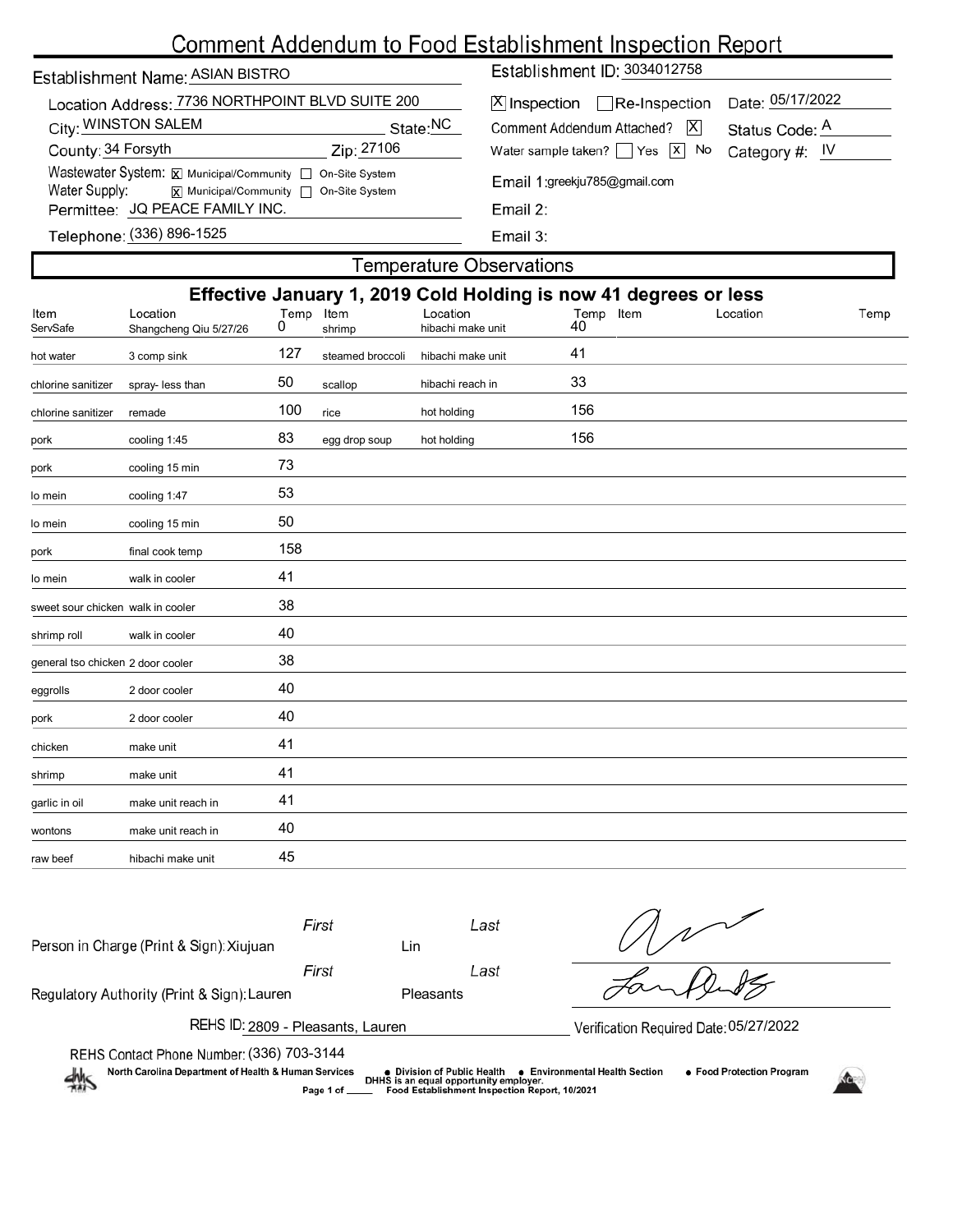# Comment Addendum to Food Establishment Inspection Report

| | |
|---|---|
| Establishment Name: ASIAN BISTRO | Establishment ID: 3034012758 |
| Location Address: 7736 NORTHPOINT BLVD SUITE 200 | [X] Inspection [ ] Re-Inspection Date: 05/17/2022 |
| City: WINSTON SALEM State: NC | Comment Addendum Attached? [X] Status Code: A |
| County: 34 Forsyth Zip: 27106 | Water sample taken? [ ] Yes [X] No Category #: IV |
| Wastewater System: [X] Municipal/Community [ ] On-Site System | Email 1: greekju785@gmail.com |
| Water Supply: [X] Municipal/Community [ ] On-Site System | |
| Permittee: JQ PEACE FAMILY INC. | Email 2: |
| Telephone: (336) 896-1525 | Email 3: |

## Temperature Observations

### Effective January 1, 2019 Cold Holding is now 41 degrees or less

| Item | Location | Temp | Item | Location | Temp | Item | Location | Temp |
|---|---|---|---|---|---|---|---|---|
| ServSafe | Shangcheng Qiu 5/27/26 | 0 | shrimp | hibachi make unit | 40 | | | |
| hot water | 3 comp sink | 127 | steamed broccoli | hibachi make unit | 41 | | | |
| chlorine sanitizer | spray- less than | 50 | scallop | hibachi reach in | 33 | | | |
| chlorine sanitizer | remade | 100 | rice | hot holding | 156 | | | |
| pork | cooling 1:45 | 83 | egg drop soup | hot holding | 156 | | | |
| pork | cooling 15 min | 73 | | | | | | |
| lo mein | cooling 1:47 | 53 | | | | | | |
| lo mein | cooling 15 min | 50 | | | | | | |
| pork | final cook temp | 158 | | | | | | |
| lo mein | walk in cooler | 41 | | | | | | |
| sweet sour chicken | walk in cooler | 38 | | | | | | |
| shrimp roll | walk in cooler | 40 | | | | | | |
| general tso chicken | 2 door cooler | 38 | | | | | | |
| eggrolls | 2 door cooler | 40 | | | | | | |
| pork | 2 door cooler | 40 | | | | | | |
| chicken | make unit | 41 | | | | | | |
| shrimp | make unit | 41 | | | | | | |
| garlic in oil | make unit reach in | 41 | | | | | | |
| wontons | make unit reach in | 40 | | | | | | |
| raw beef | hibachi make unit | 45 | | | | | | |

Person in Charge (Print & Sign): First Xiujuan Last Lin

Regulatory Authority (Print & Sign): First Lauren Last Pleasants

REHS ID: 2809 - Pleasants, Lauren

Verification Required Date: 05/27/2022

REHS Contact Phone Number: (336) 703-3144

North Carolina Department of Health & Human Services • Division of Public Health • Environmental Health Section • Food Protection Program

DHHS is an equal opportunity employer.

Food Establishment Inspection Report, 10/2021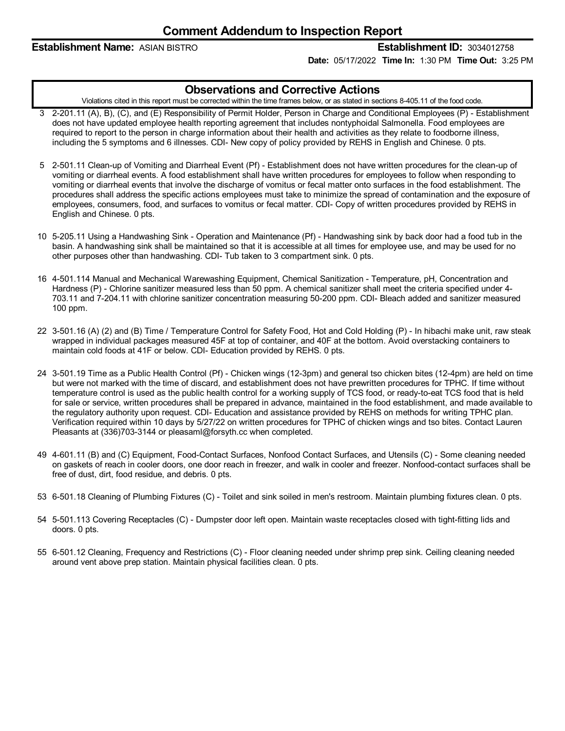# Comment Addendum to Inspection Report

**Establishment Name:** ASIAN BISTRO **Establishment ID:** 3034012758

**Date:** 05/17/2022 **Time In:** 1:30 PM **Time Out:** 3:25 PM

## Observations and Corrective Actions

Violations cited in this report must be corrected within the time frames below, or as stated in sections 8-405.11 of the food code.

3 2-201.11 (A), B), (C), and (E) Responsibility of Permit Holder, Person in Charge and Conditional Employees (P) - Establishment does not have updated employee health reporting agreement that includes nontyphoidal Salmonella. Food employees are required to report to the person in charge information about their health and activities as they relate to foodborne illness, including the 5 symptoms and 6 illnesses. CDI- New copy of policy provided by REHS in English and Chinese. 0 pts.

5 2-501.11 Clean-up of Vomiting and Diarrheal Event (Pf) - Establishment does not have written procedures for the clean-up of vomiting or diarrheal events. A food establishment shall have written procedures for employees to follow when responding to vomiting or diarrheal events that involve the discharge of vomitus or fecal matter onto surfaces in the food establishment. The procedures shall address the specific actions employees must take to minimize the spread of contamination and the exposure of employees, consumers, food, and surfaces to vomitus or fecal matter. CDI- Copy of written procedures provided by REHS in English and Chinese. 0 pts.

10 5-205.11 Using a Handwashing Sink - Operation and Maintenance (Pf) - Handwashing sink by back door had a food tub in the basin. A handwashing sink shall be maintained so that it is accessible at all times for employee use, and may be used for no other purposes other than handwashing. CDI- Tub taken to 3 compartment sink. 0 pts.

16 4-501.114 Manual and Mechanical Warewashing Equipment, Chemical Sanitization - Temperature, pH, Concentration and Hardness (P) - Chlorine sanitizer measured less than 50 ppm. A chemical sanitizer shall meet the criteria specified under 4-703.11 and 7-204.11 with chlorine sanitizer concentration measuring 50-200 ppm. CDI- Bleach added and sanitizer measured 100 ppm.

22 3-501.16 (A) (2) and (B) Time / Temperature Control for Safety Food, Hot and Cold Holding (P) - In hibachi make unit, raw steak wrapped in individual packages measured 45F at top of container, and 40F at the bottom. Avoid overstacking containers to maintain cold foods at 41F or below. CDI- Education provided by REHS. 0 pts.

24 3-501.19 Time as a Public Health Control (Pf) - Chicken wings (12-3pm) and general tso chicken bites (12-4pm) are held on time but were not marked with the time of discard, and establishment does not have prewritten procedures for TPHC. If time without temperature control is used as the public health control for a working supply of TCS food, or ready-to-eat TCS food that is held for sale or service, written procedures shall be prepared in advance, maintained in the food establishment, and made available to the regulatory authority upon request. CDI- Education and assistance provided by REHS on methods for writing TPHC plan. Verification required within 10 days by 5/27/22 on written procedures for TPHC of chicken wings and tso bites. Contact Lauren Pleasants at (336)703-3144 or pleasaml@forsyth.cc when completed.

49 4-601.11 (B) and (C) Equipment, Food-Contact Surfaces, Nonfood Contact Surfaces, and Utensils (C) - Some cleaning needed on gaskets of reach in cooler doors, one door reach in freezer, and walk in cooler and freezer. Nonfood-contact surfaces shall be free of dust, dirt, food residue, and debris. 0 pts.

53 6-501.18 Cleaning of Plumbing Fixtures (C) - Toilet and sink soiled in men's restroom. Maintain plumbing fixtures clean. 0 pts.

54 5-501.113 Covering Receptacles (C) - Dumpster door left open. Maintain waste receptacles closed with tight-fitting lids and doors. 0 pts.

55 6-501.12 Cleaning, Frequency and Restrictions (C) - Floor cleaning needed under shrimp prep sink. Ceiling cleaning needed around vent above prep station. Maintain physical facilities clean. 0 pts.